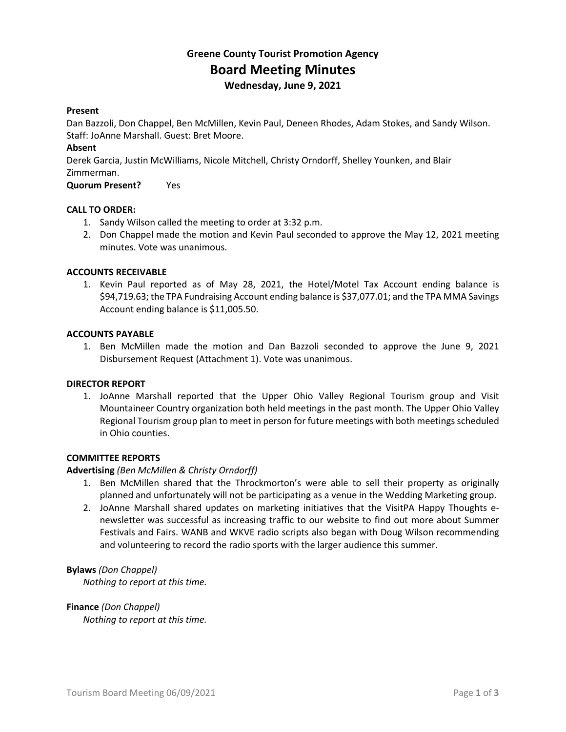# Greene County Tourist Promotion Agency

## Board Meeting Minutes

### Wednesday, June 9, 2021

**Present**

Dan Bazzoli, Don Chappel, Ben McMillen, Kevin Paul, Deneen Rhodes, Adam Stokes, and Sandy Wilson. Staff: JoAnne Marshall. Guest: Bret Moore.

**Absent**

Derek Garcia, Justin McWilliams, Nicole Mitchell, Christy Orndorff, Shelley Younken, and Blair Zimmerman.

**Quorum Present?** Yes

**CALL TO ORDER:**

1. Sandy Wilson called the meeting to order at 3:32 p.m.
2. Don Chappel made the motion and Kevin Paul seconded to approve the May 12, 2021 meeting minutes. Vote was unanimous.

**ACCOUNTS RECEIVABLE**

1. Kevin Paul reported as of May 28, 2021, the Hotel/Motel Tax Account ending balance is $94,719.63; the TPA Fundraising Account ending balance is $37,077.01; and the TPA MMA Savings Account ending balance is $11,005.50.

**ACCOUNTS PAYABLE**

1. Ben McMillen made the motion and Dan Bazzoli seconded to approve the June 9, 2021 Disbursement Request (Attachment 1). Vote was unanimous.

**DIRECTOR REPORT**

1. JoAnne Marshall reported that the Upper Ohio Valley Regional Tourism group and Visit Mountaineer Country organization both held meetings in the past month. The Upper Ohio Valley Regional Tourism group plan to meet in person for future meetings with both meetings scheduled in Ohio counties.

**COMMITTEE REPORTS**

**Advertising** *(Ben McMillen & Christy Orndorff)*

1. Ben McMillen shared that the Throckmorton's were able to sell their property as originally planned and unfortunately will not be participating as a venue in the Wedding Marketing group.
2. JoAnne Marshall shared updates on marketing initiatives that the VisitPA Happy Thoughts e-newsletter was successful as increasing traffic to our website to find out more about Summer Festivals and Fairs. WANB and WKVE radio scripts also began with Doug Wilson recommending and volunteering to record the radio sports with the larger audience this summer.

**Bylaws** *(Don Chappel)*

*Nothing to report at this time.*

**Finance** *(Don Chappel)*

*Nothing to report at this time.*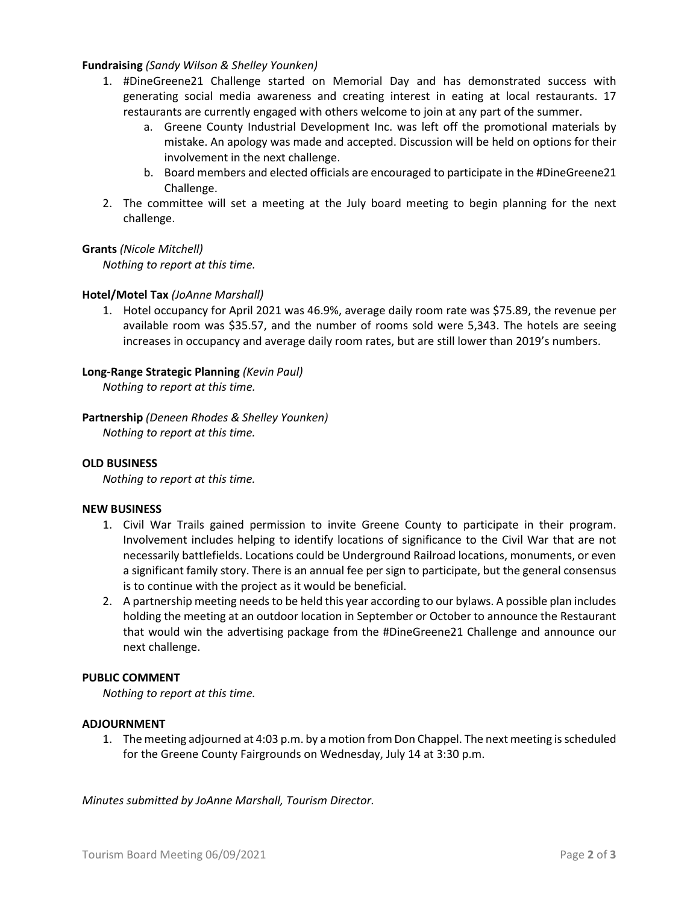**Fundraising** *(Sandy Wilson & Shelley Younken)*

1. #DineGreene21 Challenge started on Memorial Day and has demonstrated success with generating social media awareness and creating interest in eating at local restaurants. 17 restaurants are currently engaged with others welcome to join at any part of the summer.
    a. Greene County Industrial Development Inc. was left off the promotional materials by mistake. An apology was made and accepted. Discussion will be held on options for their involvement in the next challenge.
    b. Board members and elected officials are encouraged to participate in the #DineGreene21 Challenge.
2. The committee will set a meeting at the July board meeting to begin planning for the next challenge.

**Grants** *(Nicole Mitchell)*

*Nothing to report at this time.*

**Hotel/Motel Tax** *(JoAnne Marshall)*

1. Hotel occupancy for April 2021 was 46.9%, average daily room rate was $75.89, the revenue per available room was $35.57, and the number of rooms sold were 5,343. The hotels are seeing increases in occupancy and average daily room rates, but are still lower than 2019's numbers.

**Long-Range Strategic Planning** *(Kevin Paul)*

*Nothing to report at this time.*

**Partnership** *(Deneen Rhodes & Shelley Younken)*

*Nothing to report at this time.*

**OLD BUSINESS**

*Nothing to report at this time.*

**NEW BUSINESS**

1. Civil War Trails gained permission to invite Greene County to participate in their program. Involvement includes helping to identify locations of significance to the Civil War that are not necessarily battlefields. Locations could be Underground Railroad locations, monuments, or even a significant family story. There is an annual fee per sign to participate, but the general consensus is to continue with the project as it would be beneficial.
2. A partnership meeting needs to be held this year according to our bylaws. A possible plan includes holding the meeting at an outdoor location in September or October to announce the Restaurant that would win the advertising package from the #DineGreene21 Challenge and announce our next challenge.

**PUBLIC COMMENT**

*Nothing to report at this time.*

**ADJOURNMENT**

1. The meeting adjourned at 4:03 p.m. by a motion from Don Chappel. The next meeting is scheduled for the Greene County Fairgrounds on Wednesday, July 14 at 3:30 p.m.

*Minutes submitted by JoAnne Marshall, Tourism Director.*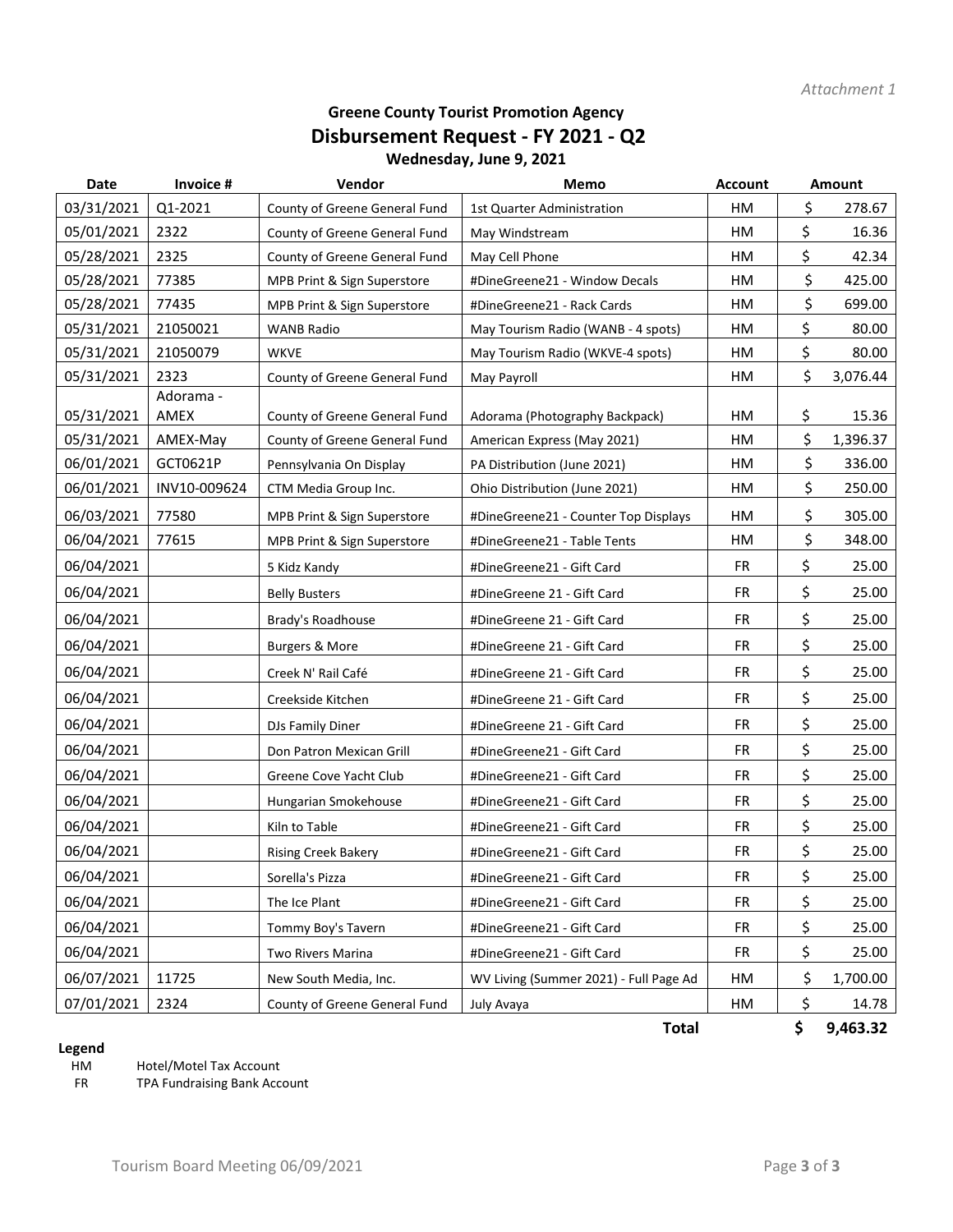*Attachment 1*

## Greene County Tourist Promotion Agency

# Disbursement Request - FY 2021 - Q2

### Wednesday, June 9, 2021

| Date | Invoice # | Vendor | Memo | Account | Amount |
|---|---|---|---|---|---|
| 03/31/2021 | Q1-2021 | County of Greene General Fund | 1st Quarter Administration | HM | $ 278.67 |
| 05/01/2021 | 2322 | County of Greene General Fund | May Windstream | HM | $ 16.36 |
| 05/28/2021 | 2325 | County of Greene General Fund | May Cell Phone | HM | $ 42.34 |
| 05/28/2021 | 77385 | MPB Print & Sign Superstore | #DineGreene21 - Window Decals | HM | $ 425.00 |
| 05/28/2021 | 77435 | MPB Print & Sign Superstore | #DineGreene21 - Rack Cards | HM | $ 699.00 |
| 05/31/2021 | 21050021 | WANB Radio | May Tourism Radio (WANB - 4 spots) | HM | $ 80.00 |
| 05/31/2021 | 21050079 | WKVE | May Tourism Radio (WKVE-4 spots) | HM | $ 80.00 |
| 05/31/2021 | 2323 | County of Greene General Fund | May Payroll | HM | $ 3,076.44 |
| 05/31/2021 | Adorama - AMEX | County of Greene General Fund | Adorama (Photography Backpack) | HM | $ 15.36 |
| 05/31/2021 | AMEX-May | County of Greene General Fund | American Express (May 2021) | HM | $ 1,396.37 |
| 06/01/2021 | GCT0621P | Pennsylvania On Display | PA Distribution (June 2021) | HM | $ 336.00 |
| 06/01/2021 | INV10-009624 | CTM Media Group Inc. | Ohio Distribution (June 2021) | HM | $ 250.00 |
| 06/03/2021 | 77580 | MPB Print & Sign Superstore | #DineGreene21 - Counter Top Displays | HM | $ 305.00 |
| 06/04/2021 | 77615 | MPB Print & Sign Superstore | #DineGreene21 - Table Tents | HM | $ 348.00 |
| 06/04/2021 | | 5 Kidz Kandy | #DineGreene21 - Gift Card | FR | $ 25.00 |
| 06/04/2021 | | Belly Busters | #DineGreene 21 - Gift Card | FR | $ 25.00 |
| 06/04/2021 | | Brady's Roadhouse | #DineGreene 21 - Gift Card | FR | $ 25.00 |
| 06/04/2021 | | Burgers & More | #DineGreene 21 - Gift Card | FR | $ 25.00 |
| 06/04/2021 | | Creek N' Rail Café | #DineGreene 21 - Gift Card | FR | $ 25.00 |
| 06/04/2021 | | Creekside Kitchen | #DineGreene 21 - Gift Card | FR | $ 25.00 |
| 06/04/2021 | | DJs Family Diner | #DineGreene 21 - Gift Card | FR | $ 25.00 |
| 06/04/2021 | | Don Patron Mexican Grill | #DineGreene21 - Gift Card | FR | $ 25.00 |
| 06/04/2021 | | Greene Cove Yacht Club | #DineGreene21 - Gift Card | FR | $ 25.00 |
| 06/04/2021 | | Hungarian Smokehouse | #DineGreene21 - Gift Card | FR | $ 25.00 |
| 06/04/2021 | | Kiln to Table | #DineGreene21 - Gift Card | FR | $ 25.00 |
| 06/04/2021 | | Rising Creek Bakery | #DineGreene21 - Gift Card | FR | $ 25.00 |
| 06/04/2021 | | Sorella's Pizza | #DineGreene21 - Gift Card | FR | $ 25.00 |
| 06/04/2021 | | The Ice Plant | #DineGreene21 - Gift Card | FR | $ 25.00 |
| 06/04/2021 | | Tommy Boy's Tavern | #DineGreene21 - Gift Card | FR | $ 25.00 |
| 06/04/2021 | | Two Rivers Marina | #DineGreene21 - Gift Card | FR | $ 25.00 |
| 06/07/2021 | 11725 | New South Media, Inc. | WV Living (Summer 2021) - Full Page Ad | HM | $ 1,700.00 |
| 07/01/2021 | 2324 | County of Greene General Fund | July Avaya | HM | $ 14.78 |
| | | | **Total** | | **$ 9,463.32** |

**Legend**

HM Hotel/Motel Tax Account

FR TPA Fundraising Bank Account